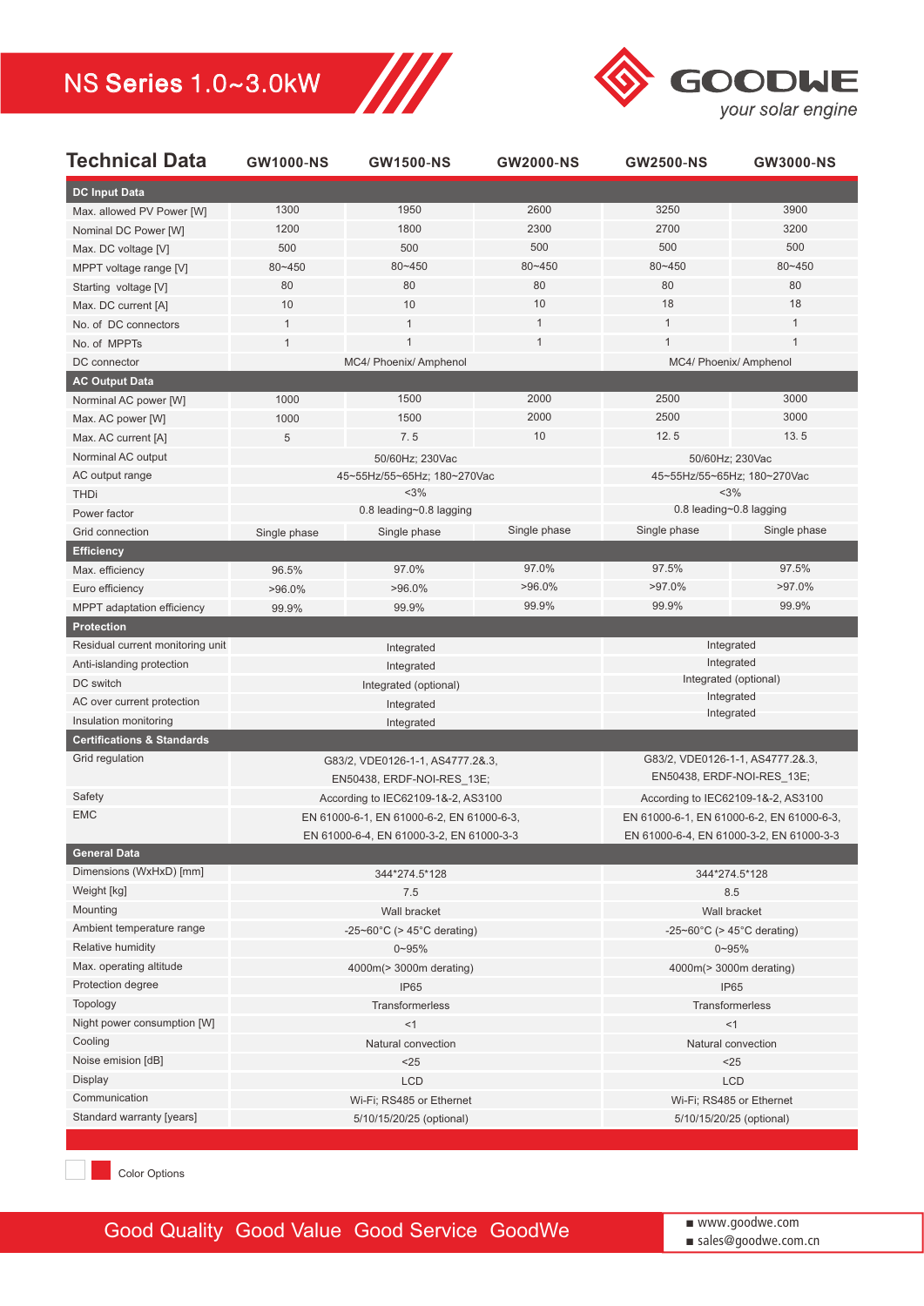# NS Series 1.0~3.0kW

GOODWE
*your solar engine*

| Technical Data | GW1000-NS | GW1500-NS | GW2000-NS | GW2500-NS | GW3000-NS |
|---|---|---|---|---|---|
| **DC Input Data** | | | | | |
| Max. allowed PV Power [W] | 1300 | 1950 | 2600 | 3250 | 3900 |
| Nominal DC Power [W] | 1200 | 1800 | 2300 | 2700 | 3200 |
| Max. DC voltage [V] | 500 | 500 | 500 | 500 | 500 |
| MPPT voltage range [V] | 80~450 | 80~450 | 80~450 | 80~450 | 80~450 |
| Starting voltage [V] | 80 | 80 | 80 | 80 | 80 |
| Max. DC current [A] | 10 | 10 | 10 | 18 | 18 |
| No. of DC connectors | 1 | 1 | 1 | 1 | 1 |
| No. of MPPTs | 1 | 1 | 1 | 1 | 1 |
| DC connector | MC4/ Phoenix/ Amphenol | | | MC4/ Phoenix/ Amphenol | |
| **AC Output Data** | | | | | |
| Norminal AC power [W] | 1000 | 1500 | 2000 | 2500 | 3000 |
| Max. AC power [W] | 1000 | 1500 | 2000 | 2500 | 3000 |
| Max. AC current [A] | 5 | 7. 5 | 10 | 12. 5 | 13. 5 |
| Norminal AC output | 50/60Hz; 230Vac | | | 50/60Hz; 230Vac | |
| AC output range | 45~55Hz/55~65Hz; 180~270Vac | | | 45~55Hz/55~65Hz; 180~270Vac | |
| THDi | <3% | | | <3% | |
| Power factor | 0.8 leading~0.8 lagging | | | 0.8 leading~0.8 lagging | |
| Grid connection | Single phase | Single phase | Single phase | Single phase | Single phase |
| **Efficiency** | | | | | |
| Max. efficiency | 96.5% | 97.0% | 97.0% | 97.5% | 97.5% |
| Euro efficiency | >96.0% | >96.0% | >96.0% | >97.0% | >97.0% |
| MPPT adaptation efficiency | 99.9% | 99.9% | 99.9% | 99.9% | 99.9% |
| **Protection** | | | | | |
| Residual current monitoring unit | Integrated | | | Integrated | |
| Anti-islanding protection | Integrated | | | Integrated | |
| DC switch | Integrated (optional) | | | Integrated (optional) | |
| AC over current protection | Integrated | | | Integrated | |
| Insulation monitoring | Integrated | | | Integrated | |
| **Certifications & Standards** | | | | | |
| Grid regulation | G83/2, VDE0126-1-1, AS4777.2&.3, EN50438, ERDF-NOI-RES_13E; | | | G83/2, VDE0126-1-1, AS4777.2&.3, EN50438, ERDF-NOI-RES_13E; | |
| Safety | According to IEC62109-1&-2, AS3100 | | | According to IEC62109-1&-2, AS3100 | |
| EMC | EN 61000-6-1, EN 61000-6-2, EN 61000-6-3, EN 61000-6-4, EN 61000-3-2, EN 61000-3-3 | | | EN 61000-6-1, EN 61000-6-2, EN 61000-6-3, EN 61000-6-4, EN 61000-3-2, EN 61000-3-3 | |
| **General Data** | | | | | |
| Dimensions (WxHxD) [mm] | 344*274.5*128 | | | 344*274.5*128 | |
| Weight [kg] | 7.5 | | | 8.5 | |
| Mounting | Wall bracket | | | Wall bracket | |
| Ambient temperature range | -25~60°C (> 45°C derating) | | | -25~60°C (> 45°C derating) | |
| Relative humidity | 0~95% | | | 0~95% | |
| Max. operating altitude | 4000m(> 3000m derating) | | | 4000m(> 3000m derating) | |
| Protection degree | IP65 | | | IP65 | |
| Topology | Transformerless | | | Transformerless | |
| Night power consumption [W] | <1 | | | <1 | |
| Cooling | Natural convection | | | Natural convection | |
| Noise emision [dB] | <25 | | | <25 | |
| Display | LCD | | | LCD | |
| Communication | Wi-Fi; RS485 or Ethernet | | | Wi-Fi; RS485 or Ethernet | |
| Standard warranty [years] | 5/10/15/20/25 (optional) | | | 5/10/15/20/25 (optional) | |

Color Options

Good Quality Good Value Good Service GoodWe

- www.goodwe.com
- sales@goodwe.com.cn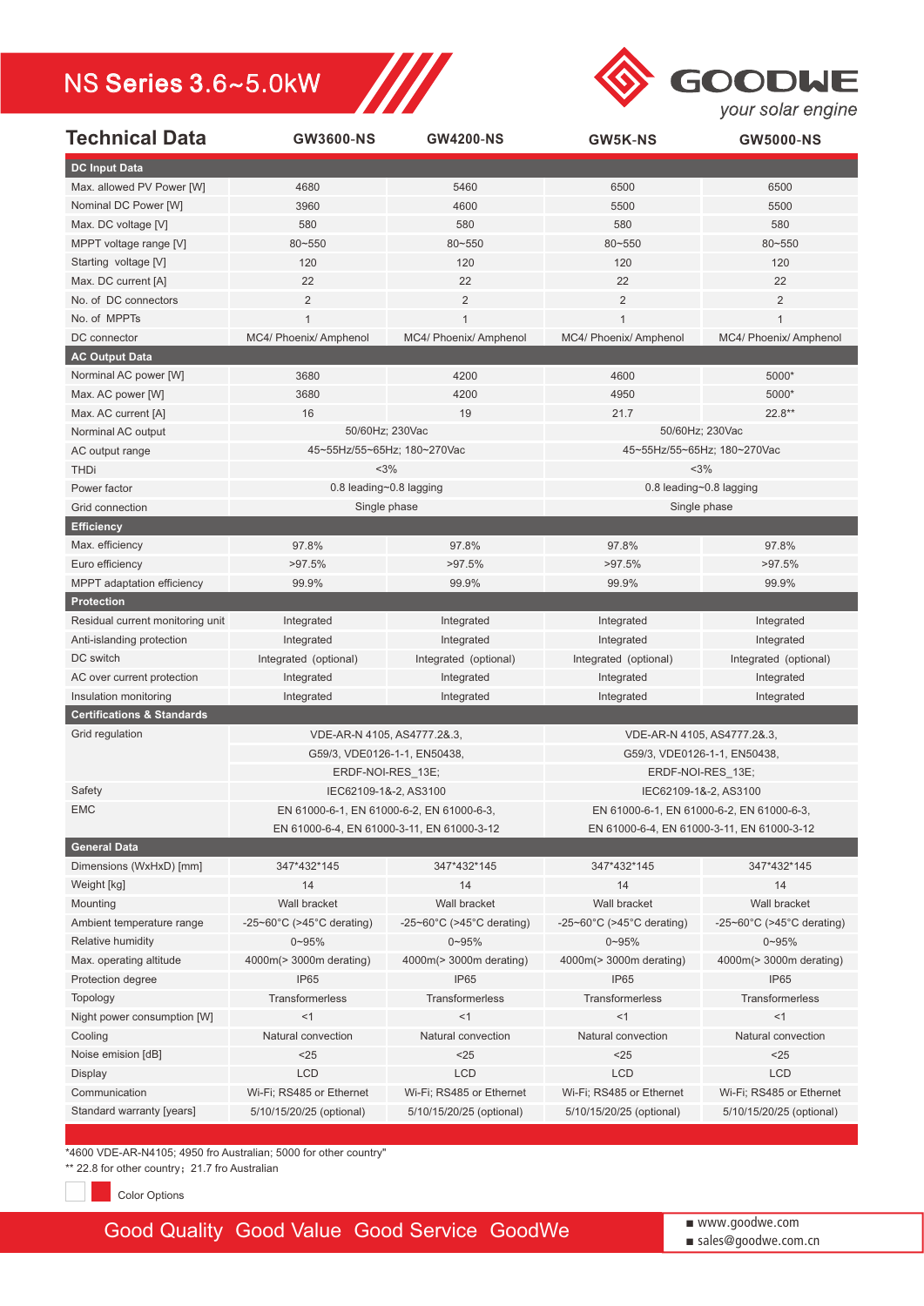# NS Series 3.6~5.0kW

GOODWE
*your solar engine*

## Technical Data

| Technical Data | GW3600-NS | GW4200-NS | GW5K-NS | GW5000-NS |
|---|---|---|---|---|
| **DC Input Data** | | | | |
| Max. allowed PV Power [W] | 4680 | 5460 | 6500 | 6500 |
| Nominal DC Power [W] | 3960 | 4600 | 5500 | 5500 |
| Max. DC voltage [V] | 580 | 580 | 580 | 580 |
| MPPT voltage range [V] | 80~550 | 80~550 | 80~550 | 80~550 |
| Starting voltage [V] | 120 | 120 | 120 | 120 |
| Max. DC current [A] | 22 | 22 | 22 | 22 |
| No. of DC connectors | 2 | 2 | 2 | 2 |
| No. of MPPTs | 1 | 1 | 1 | 1 |
| DC connector | MC4/ Phoenix/ Amphenol | MC4/ Phoenix/ Amphenol | MC4/ Phoenix/ Amphenol | MC4/ Phoenix/ Amphenol |
| **AC Output Data** | | | | |
| Norminal AC power [W] | 3680 | 4200 | 4600 | 5000* |
| Max. AC power [W] | 3680 | 4200 | 4950 | 5000* |
| Max. AC current [A] | 16 | 19 | 21.7 | 22.8** |
| Norminal AC output | 50/60Hz; 230Vac | | 50/60Hz; 230Vac | |
| AC output range | 45~55Hz/55~65Hz; 180~270Vac | | 45~55Hz/55~65Hz; 180~270Vac | |
| THDi | <3% | | <3% | |
| Power factor | 0.8 leading~0.8 lagging | | 0.8 leading~0.8 lagging | |
| Grid connection | Single phase | | Single phase | |
| **Efficiency** | | | | |
| Max. efficiency | 97.8% | 97.8% | 97.8% | 97.8% |
| Euro efficiency | >97.5% | >97.5% | >97.5% | >97.5% |
| MPPT adaptation efficiency | 99.9% | 99.9% | 99.9% | 99.9% |
| **Protection** | | | | |
| Residual current monitoring unit | Integrated | Integrated | Integrated | Integrated |
| Anti-islanding protection | Integrated | Integrated | Integrated | Integrated |
| DC switch | Integrated (optional) | Integrated (optional) | Integrated (optional) | Integrated (optional) |
| AC over current protection | Integrated | Integrated | Integrated | Integrated |
| Insulation monitoring | Integrated | Integrated | Integrated | Integrated |
| **Certifications & Standards** | | | | |
| Grid regulation | VDE-AR-N 4105, AS4777.2&.3, G59/3, VDE0126-1-1, EN50438, ERDF-NOI-RES_13E; | | VDE-AR-N 4105, AS4777.2&.3, G59/3, VDE0126-1-1, EN50438, ERDF-NOI-RES_13E; | |
| Safety | IEC62109-1&-2, AS3100 | | IEC62109-1&-2, AS3100 | |
| EMC | EN 61000-6-1, EN 61000-6-2, EN 61000-6-3, EN 61000-6-4, EN 61000-3-11, EN 61000-3-12 | | EN 61000-6-1, EN 61000-6-2, EN 61000-6-3, EN 61000-6-4, EN 61000-3-11, EN 61000-3-12 | |
| **General Data** | | | | |
| Dimensions (WxHxD) [mm] | 347*432*145 | 347*432*145 | 347*432*145 | 347*432*145 |
| Weight [kg] | 14 | 14 | 14 | 14 |
| Mounting | Wall bracket | Wall bracket | Wall bracket | Wall bracket |
| Ambient temperature range | -25~60°C (>45°C derating) | -25~60°C (>45°C derating) | -25~60°C (>45°C derating) | -25~60°C (>45°C derating) |
| Relative humidity | 0~95% | 0~95% | 0~95% | 0~95% |
| Max. operating altitude | 4000m(> 3000m derating) | 4000m(> 3000m derating) | 4000m(> 3000m derating) | 4000m(> 3000m derating) |
| Protection degree | IP65 | IP65 | IP65 | IP65 |
| Topology | Transformerless | Transformerless | Transformerless | Transformerless |
| Night power consumption [W] | <1 | <1 | <1 | <1 |
| Cooling | Natural convection | Natural convection | Natural convection | Natural convection |
| Noise emision [dB] | <25 | <25 | <25 | <25 |
| Display | LCD | LCD | LCD | LCD |
| Communication | Wi-Fi; RS485 or Ethernet | Wi-Fi; RS485 or Ethernet | Wi-Fi; RS485 or Ethernet | Wi-Fi; RS485 or Ethernet |
| Standard warranty [years] | 5/10/15/20/25 (optional) | 5/10/15/20/25 (optional) | 5/10/15/20/25 (optional) | 5/10/15/20/25 (optional) |

*4600 VDE-AR-N4105; 4950 fro Australian; 5000 for other country"

** 22.8 for other country；21.7 fro Australian

Color Options

Good Quality Good Value Good Service GoodWe

- www.goodwe.com
- sales@goodwe.com.cn